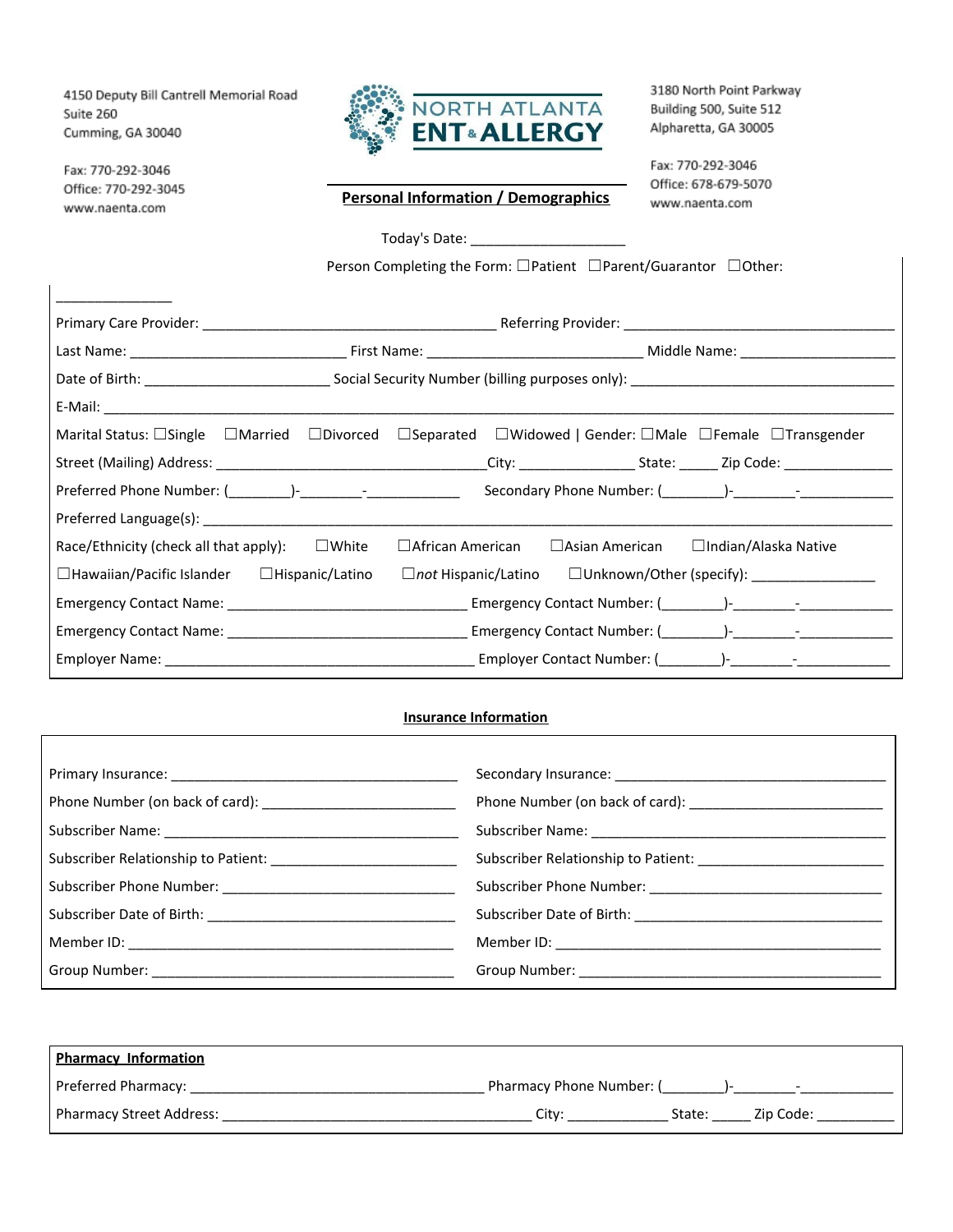4150 Deputy Bill Cantrell Memorial Road
Suite 260
Cumming, GA 30040

Fax: 770-292-3046
Office: 770-292-3045
www.naenta.com

**NORTH ATLANTA ENT & ALLERGY**

3180 North Point Parkway
Building 500, Suite 512
Alpharetta, GA 30005

Fax: 770-292-3046
Office: 678-679-5070
www.naenta.com

## Personal Information / Demographics

Today's Date: ___________________

Person Completing the Form: ☐Patient ☐Parent/Guarantor ☐Other: _______________

Primary Care Provider: ____________________________________ Referring Provider: ___________________________________

Last Name: ___________________________ First Name: ___________________________ Middle Name: ___________________

Date of Birth: _______________________ Social Security Number (billing purposes only): __________________________________

E-Mail: _____________________________________________________________________________________________

Marital Status: ☐Single ☐Married ☐Divorced ☐Separated ☐Widowed | Gender: ☐Male ☐Female ☐Transgender

Street (Mailing) Address: __________________________________City: _______________ State: _____ Zip Code: ______________

Preferred Phone Number: (________)-________-____________ Secondary Phone Number: (________)-________-____________

Preferred Language(s): _______________________________________________________________________________________

Race/Ethnicity (check all that apply): ☐White ☐African American ☐Asian American ☐Indian/Alaska Native

☐Hawaiian/Pacific Islander ☐Hispanic/Latino ☐*not* Hispanic/Latino ☐Unknown/Other (specify): ________________

Emergency Contact Name: ______________________________ Emergency Contact Number: (________)-________-____________

Emergency Contact Name: ______________________________ Emergency Contact Number: (________)-________-____________

Employer Name: _______________________________________ Employer Contact Number: (________)-________-____________

## Insurance Information

| | |
|---|---|
| Primary Insurance: _____________________________________ | Secondary Insurance: ___________________________________ |
| Phone Number (on back of card): _________________________ | Phone Number (on back of card): _________________________ |
| Subscriber Name: ______________________________________ | Subscriber Name: ______________________________________ |
| Subscriber Relationship to Patient: _______________________ | Subscriber Relationship to Patient: _______________________ |
| Subscriber Phone Number: ______________________________ | Subscriber Phone Number: ______________________________ |
| Subscriber Date of Birth: ________________________________ | Subscriber Date of Birth: ________________________________ |
| Member ID: ___________________________________________ | Member ID: ___________________________________________ |
| Group Number: ________________________________________ | Group Number: ________________________________________ |

## Pharmacy Information

Preferred Pharmacy: _____________________________________ Pharmacy Phone Number: (________)-________-____________

Pharmacy Street Address: ________________________________________ City: _____________ State: _____ Zip Code: __________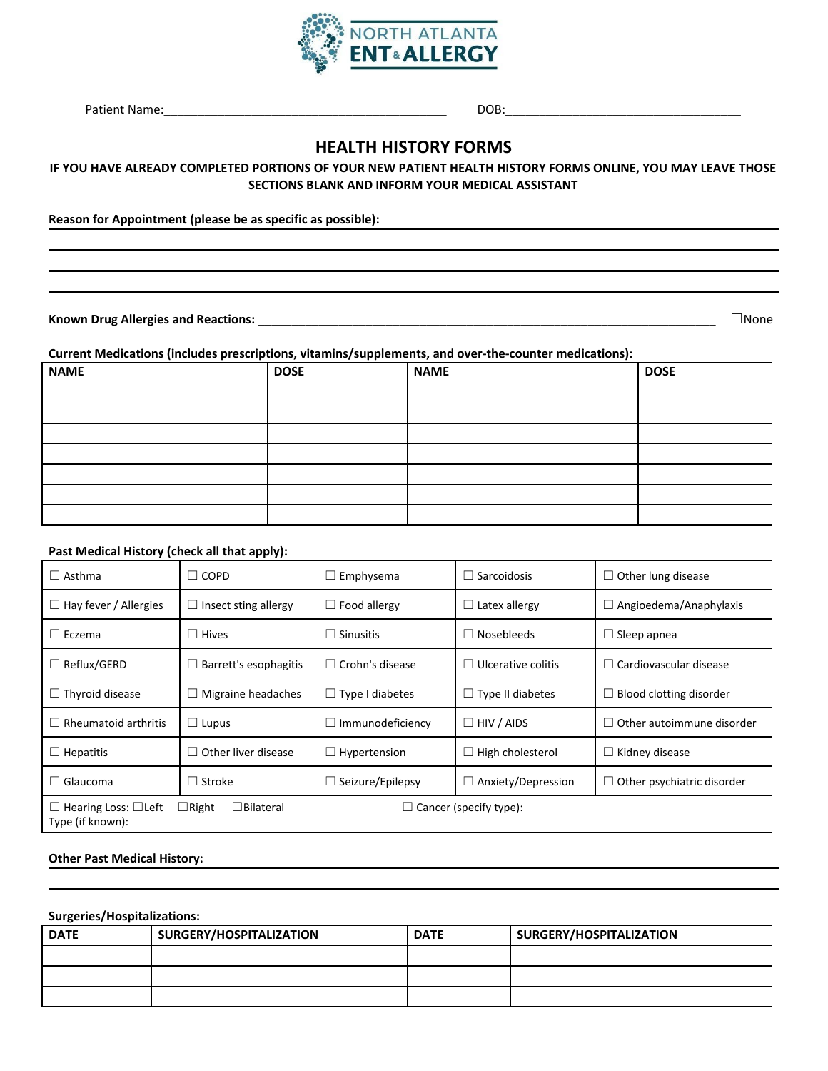NORTH ATLANTA ENT & ALLERGY

Patient Name:__________________________________________ DOB:____________________________________

# HEALTH HISTORY FORMS

**IF YOU HAVE ALREADY COMPLETED PORTIONS OF YOUR NEW PATIENT HEALTH HISTORY FORMS ONLINE, YOU MAY LEAVE THOSE SECTIONS BLANK AND INFORM YOUR MEDICAL ASSISTANT**

**Reason for Appointment (please be as specific as possible):**

______________________________________________________________________________

______________________________________________________________________________

______________________________________________________________________________

**Known Drug Allergies and Reactions:** ____________________________________________________________ ☐None

**Current Medications (includes prescriptions, vitamins/supplements, and over-the-counter medications):**

| NAME | DOSE | NAME | DOSE |
|---|---|---|---|
| | | | |
| | | | |
| | | | |
| | | | |
| | | | |
| | | | |
| | | | |

**Past Medical History (check all that apply):**

| | | | | |
|---|---|---|---|---|
| ☐ Asthma | ☐ COPD | ☐ Emphysema | ☐ Sarcoidosis | ☐ Other lung disease |
| ☐ Hay fever / Allergies | ☐ Insect sting allergy | ☐ Food allergy | ☐ Latex allergy | ☐ Angioedema/Anaphylaxis |
| ☐ Eczema | ☐ Hives | ☐ Sinusitis | ☐ Nosebleeds | ☐ Sleep apnea |
| ☐ Reflux/GERD | ☐ Barrett's esophagitis | ☐ Crohn's disease | ☐ Ulcerative colitis | ☐ Cardiovascular disease |
| ☐ Thyroid disease | ☐ Migraine headaches | ☐ Type I diabetes | ☐ Type II diabetes | ☐ Blood clotting disorder |
| ☐ Rheumatoid arthritis | ☐ Lupus | ☐ Immunodeficiency | ☐ HIV / AIDS | ☐ Other autoimmune disorder |
| ☐ Hepatitis | ☐ Other liver disease | ☐ Hypertension | ☐ High cholesterol | ☐ Kidney disease |
| ☐ Glaucoma | ☐ Stroke | ☐ Seizure/Epilepsy | ☐ Anxiety/Depression | ☐ Other psychiatric disorder |
| ☐ Hearing Loss: ☐Left ☐Right ☐Bilateral Type (if known): | | ☐ Cancer (specify type): | | |

**Other Past Medical History:**

______________________________________________________________________________

______________________________________________________________________________

**Surgeries/Hospitalizations:**

| DATE | SURGERY/HOSPITALIZATION | DATE | SURGERY/HOSPITALIZATION |
|---|---|---|---|
| | | | |
| | | | |
| | | | |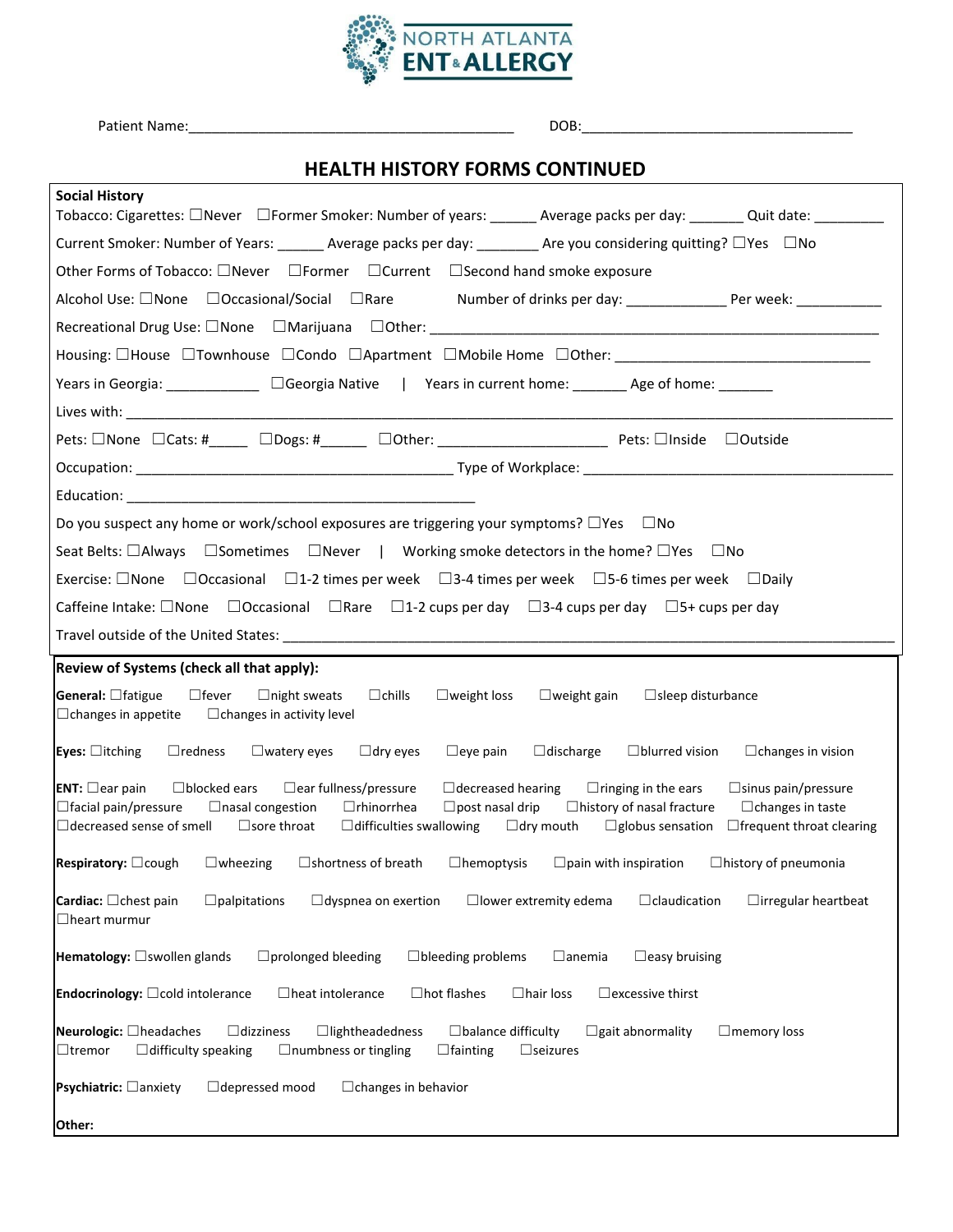NORTH ATLANTA ENT & ALLERGY

Patient Name:_________________________________________ DOB:___________________________________

## HEALTH HISTORY FORMS CONTINUED

**Social History**

Tobacco: Cigarettes: ☐Never ☐Former Smoker: Number of years: ______ Average packs per day: _______ Quit date: _________

Current Smoker: Number of Years: ______ Average packs per day: ________ Are you considering quitting? ☐Yes ☐No

Other Forms of Tobacco: ☐Never ☐Former ☐Current ☐Second hand smoke exposure

Alcohol Use: ☐None ☐Occasional/Social ☐Rare Number of drinks per day: _____________ Per week: ___________

Recreational Drug Use: ☐None ☐Marijuana ☐Other: ___________________________________________________________

Housing: ☐House ☐Townhouse ☐Condo ☐Apartment ☐Mobile Home ☐Other: _________________________________

Years in Georgia: ____________ ☐Georgia Native | Years in current home: _______ Age of home: _______

Lives with: _____________________________________________________________________________________________

Pets: ☐None ☐Cats: #_____ ☐Dogs: #______ ☐Other: _____________________ Pets: ☐Inside ☐Outside

Occupation: ________________________________________ Type of Workplace: ________________________________________

Education: ____________________________________________

Do you suspect any home or work/school exposures are triggering your symptoms? ☐Yes ☐No

Seat Belts: ☐Always ☐Sometimes ☐Never | Working smoke detectors in the home? ☐Yes ☐No

Exercise: ☐None ☐Occasional ☐1-2 times per week ☐3-4 times per week ☐5-6 times per week ☐Daily

Caffeine Intake: ☐None ☐Occasional ☐Rare ☐1-2 cups per day ☐3-4 cups per day ☐5+ cups per day

Travel outside of the United States: _______________________________________________________________________________

**Review of Systems (check all that apply):**

**General:** ☐fatigue ☐fever ☐night sweats ☐chills ☐weight loss ☐weight gain ☐sleep disturbance ☐changes in appetite ☐changes in activity level

**Eyes:** ☐itching ☐redness ☐watery eyes ☐dry eyes ☐eye pain ☐discharge ☐blurred vision ☐changes in vision

**ENT:** ☐ear pain ☐blocked ears ☐ear fullness/pressure ☐decreased hearing ☐ringing in the ears ☐sinus pain/pressure ☐facial pain/pressure ☐nasal congestion ☐rhinorrhea ☐post nasal drip ☐history of nasal fracture ☐changes in taste ☐decreased sense of smell ☐sore throat ☐difficulties swallowing ☐dry mouth ☐globus sensation ☐frequent throat clearing

**Respiratory:** ☐cough ☐wheezing ☐shortness of breath ☐hemoptysis ☐pain with inspiration ☐history of pneumonia

**Cardiac:** ☐chest pain ☐palpitations ☐dyspnea on exertion ☐lower extremity edema ☐claudication ☐irregular heartbeat ☐heart murmur

**Hematology:** ☐swollen glands ☐prolonged bleeding ☐bleeding problems ☐anemia ☐easy bruising

**Endocrinology:** ☐cold intolerance ☐heat intolerance ☐hot flashes ☐hair loss ☐excessive thirst

**Neurologic:** ☐headaches ☐dizziness ☐lightheadedness ☐balance difficulty ☐gait abnormality ☐memory loss ☐tremor ☐difficulty speaking ☐numbness or tingling ☐fainting ☐seizures

**Psychiatric:** ☐anxiety ☐depressed mood ☐changes in behavior

**Other:**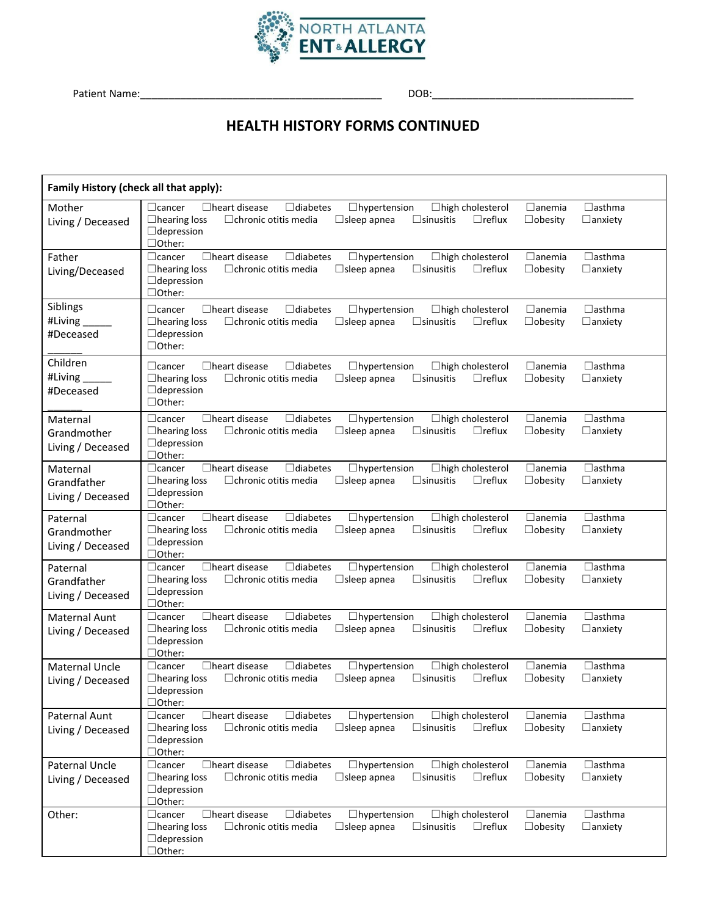NORTH ATLANTA ENT & ALLERGY

Patient Name:___________________________________________ DOB:____________________________________

## HEALTH HISTORY FORMS CONTINUED

| Family History (check all that apply): | |
|---|---|
| Mother<br>Living / Deceased | ☐cancer ☐heart disease ☐diabetes ☐hypertension ☐high cholesterol ☐anemia ☐asthma<br>☐hearing loss ☐chronic otitis media ☐sleep apnea ☐sinusitis ☐reflux ☐obesity ☐anxiety<br>☐depression<br>☐Other: |
| Father<br>Living/Deceased | ☐cancer ☐heart disease ☐diabetes ☐hypertension ☐high cholesterol ☐anemia ☐asthma<br>☐hearing loss ☐chronic otitis media ☐sleep apnea ☐sinusitis ☐reflux ☐obesity ☐anxiety<br>☐depression<br>☐Other: |
| Siblings<br>#Living _____<br>#Deceased ______ | ☐cancer ☐heart disease ☐diabetes ☐hypertension ☐high cholesterol ☐anemia ☐asthma<br>☐hearing loss ☐chronic otitis media ☐sleep apnea ☐sinusitis ☐reflux ☐obesity ☐anxiety<br>☐depression<br>☐Other: |
| Children<br>#Living _____<br>#Deceased ______ | ☐cancer ☐heart disease ☐diabetes ☐hypertension ☐high cholesterol ☐anemia ☐asthma<br>☐hearing loss ☐chronic otitis media ☐sleep apnea ☐sinusitis ☐reflux ☐obesity ☐anxiety<br>☐depression<br>☐Other: |
| Maternal Grandmother<br>Living / Deceased | ☐cancer ☐heart disease ☐diabetes ☐hypertension ☐high cholesterol ☐anemia ☐asthma<br>☐hearing loss ☐chronic otitis media ☐sleep apnea ☐sinusitis ☐reflux ☐obesity ☐anxiety<br>☐depression<br>☐Other: |
| Maternal Grandfather<br>Living / Deceased | ☐cancer ☐heart disease ☐diabetes ☐hypertension ☐high cholesterol ☐anemia ☐asthma<br>☐hearing loss ☐chronic otitis media ☐sleep apnea ☐sinusitis ☐reflux ☐obesity ☐anxiety<br>☐depression<br>☐Other: |
| Paternal Grandmother<br>Living / Deceased | ☐cancer ☐heart disease ☐diabetes ☐hypertension ☐high cholesterol ☐anemia ☐asthma<br>☐hearing loss ☐chronic otitis media ☐sleep apnea ☐sinusitis ☐reflux ☐obesity ☐anxiety<br>☐depression<br>☐Other: |
| Paternal Grandfather<br>Living / Deceased | ☐cancer ☐heart disease ☐diabetes ☐hypertension ☐high cholesterol ☐anemia ☐asthma<br>☐hearing loss ☐chronic otitis media ☐sleep apnea ☐sinusitis ☐reflux ☐obesity ☐anxiety<br>☐depression<br>☐Other: |
| Maternal Aunt<br>Living / Deceased | ☐cancer ☐heart disease ☐diabetes ☐hypertension ☐high cholesterol ☐anemia ☐asthma<br>☐hearing loss ☐chronic otitis media ☐sleep apnea ☐sinusitis ☐reflux ☐obesity ☐anxiety<br>☐depression<br>☐Other: |
| Maternal Uncle<br>Living / Deceased | ☐cancer ☐heart disease ☐diabetes ☐hypertension ☐high cholesterol ☐anemia ☐asthma<br>☐hearing loss ☐chronic otitis media ☐sleep apnea ☐sinusitis ☐reflux ☐obesity ☐anxiety<br>☐depression<br>☐Other: |
| Paternal Aunt<br>Living / Deceased | ☐cancer ☐heart disease ☐diabetes ☐hypertension ☐high cholesterol ☐anemia ☐asthma<br>☐hearing loss ☐chronic otitis media ☐sleep apnea ☐sinusitis ☐reflux ☐obesity ☐anxiety<br>☐depression<br>☐Other: |
| Paternal Uncle<br>Living / Deceased | ☐cancer ☐heart disease ☐diabetes ☐hypertension ☐high cholesterol ☐anemia ☐asthma<br>☐hearing loss ☐chronic otitis media ☐sleep apnea ☐sinusitis ☐reflux ☐obesity ☐anxiety<br>☐depression<br>☐Other: |
| Other: | ☐cancer ☐heart disease ☐diabetes ☐hypertension ☐high cholesterol ☐anemia ☐asthma<br>☐hearing loss ☐chronic otitis media ☐sleep apnea ☐sinusitis ☐reflux ☐obesity ☐anxiety<br>☐depression<br>☐Other: |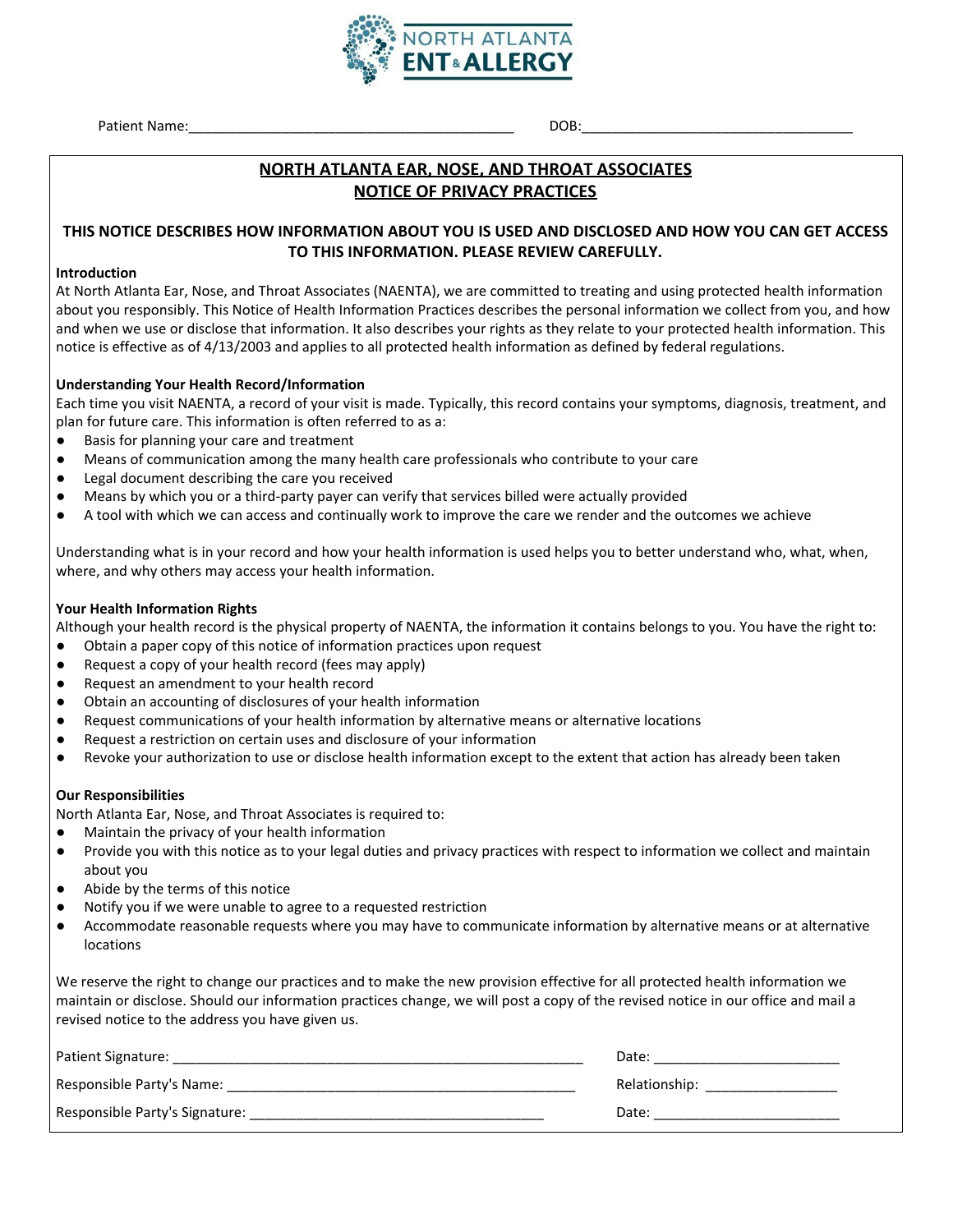NORTH ATLANTA ENT & ALLERGY

Patient Name:_________________________________________ DOB:__________________________________

# NORTH ATLANTA EAR, NOSE, AND THROAT ASSOCIATES
# NOTICE OF PRIVACY PRACTICES

## THIS NOTICE DESCRIBES HOW INFORMATION ABOUT YOU IS USED AND DISCLOSED AND HOW YOU CAN GET ACCESS TO THIS INFORMATION. PLEASE REVIEW CAREFULLY.

**Introduction**

At North Atlanta Ear, Nose, and Throat Associates (NAENTA), we are committed to treating and using protected health information about you responsibly. This Notice of Health Information Practices describes the personal information we collect from you, and how and when we use or disclose that information. It also describes your rights as they relate to your protected health information. This notice is effective as of 4/13/2003 and applies to all protected health information as defined by federal regulations.

**Understanding Your Health Record/Information**

Each time you visit NAENTA, a record of your visit is made. Typically, this record contains your symptoms, diagnosis, treatment, and plan for future care. This information is often referred to as a:

- Basis for planning your care and treatment
- Means of communication among the many health care professionals who contribute to your care
- Legal document describing the care you received
- Means by which you or a third-party payer can verify that services billed were actually provided
- A tool with which we can access and continually work to improve the care we render and the outcomes we achieve

Understanding what is in your record and how your health information is used helps you to better understand who, what, when, where, and why others may access your health information.

**Your Health Information Rights**

Although your health record is the physical property of NAENTA, the information it contains belongs to you. You have the right to:

- Obtain a paper copy of this notice of information practices upon request
- Request a copy of your health record (fees may apply)
- Request an amendment to your health record
- Obtain an accounting of disclosures of your health information
- Request communications of your health information by alternative means or alternative locations
- Request a restriction on certain uses and disclosure of your information
- Revoke your authorization to use or disclose health information except to the extent that action has already been taken

**Our Responsibilities**

North Atlanta Ear, Nose, and Throat Associates is required to:

- Maintain the privacy of your health information
- Provide you with this notice as to your legal duties and privacy practices with respect to information we collect and maintain about you
- Abide by the terms of this notice
- Notify you if we were unable to agree to a requested restriction
- Accommodate reasonable requests where you may have to communicate information by alternative means or at alternative locations

We reserve the right to change our practices and to make the new provision effective for all protected health information we maintain or disclose. Should our information practices change, we will post a copy of the revised notice in our office and mail a revised notice to the address you have given us.

Patient Signature: ______________________________________________________ Date: ________________________

Responsible Party's Name: ______________________________________________ Relationship: _________________

Responsible Party's Signature: _____________________________________ Date: ________________________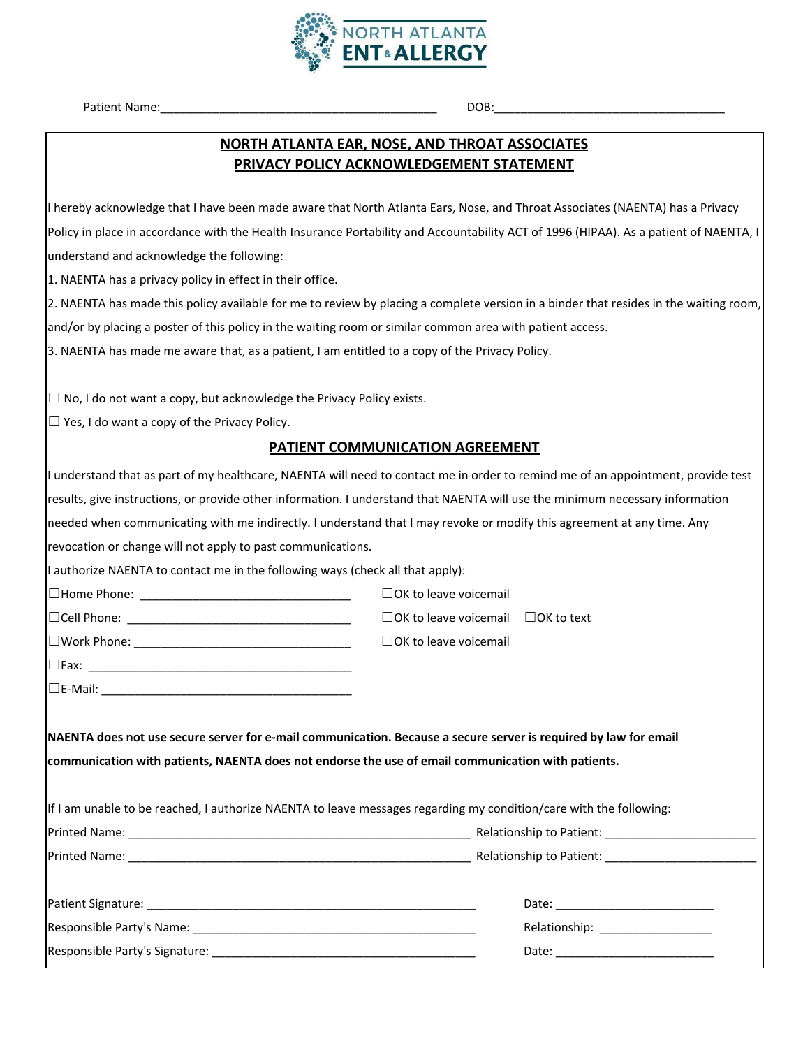NORTH ATLANTA ENT & ALLERGY

Patient Name:_________________________________________ DOB:___________________________________

## NORTH ATLANTA EAR, NOSE, AND THROAT ASSOCIATES
## PRIVACY POLICY ACKNOWLEDGEMENT STATEMENT

I hereby acknowledge that I have been made aware that North Atlanta Ears, Nose, and Throat Associates (NAENTA) has a Privacy Policy in place in accordance with the Health Insurance Portability and Accountability ACT of 1996 (HIPAA). As a patient of NAENTA, I understand and acknowledge the following:

1. NAENTA has a privacy policy in effect in their office.
2. NAENTA has made this policy available for me to review by placing a complete version in a binder that resides in the waiting room, and/or by placing a poster of this policy in the waiting room or similar common area with patient access.
3. NAENTA has made me aware that, as a patient, I am entitled to a copy of the Privacy Policy.

☐ No, I do not want a copy, but acknowledge the Privacy Policy exists.

☐ Yes, I do want a copy of the Privacy Policy.

## PATIENT COMMUNICATION AGREEMENT

I understand that as part of my healthcare, NAENTA will need to contact me in order to remind me of an appointment, provide test results, give instructions, or provide other information. I understand that NAENTA will use the minimum necessary information needed when communicating with me indirectly. I understand that I may revoke or modify this agreement at any time. Any revocation or change will not apply to past communications.

I authorize NAENTA to contact me in the following ways (check all that apply):

☐Home Phone: _______________________________ ☐OK to leave voicemail

☐Cell Phone: _________________________________ ☐OK to leave voicemail ☐OK to text

☐Work Phone: ________________________________ ☐OK to leave voicemail

☐Fax: _______________________________________

☐E-Mail: _____________________________________

**NAENTA does not use secure server for e-mail communication. Because a secure server is required by law for email communication with patients, NAENTA does not endorse the use of email communication with patients.**

If I am unable to be reached, I authorize NAENTA to leave messages regarding my condition/care with the following:

Printed Name: ____________________________________________ Relationship to Patient: ______________________

Printed Name: ____________________________________________ Relationship to Patient: ______________________

Patient Signature: _____________________________________________ Date: _______________________

Responsible Party's Name: _______________________________________ Relationship: ________________

Responsible Party's Signature: ____________________________________ Date: _______________________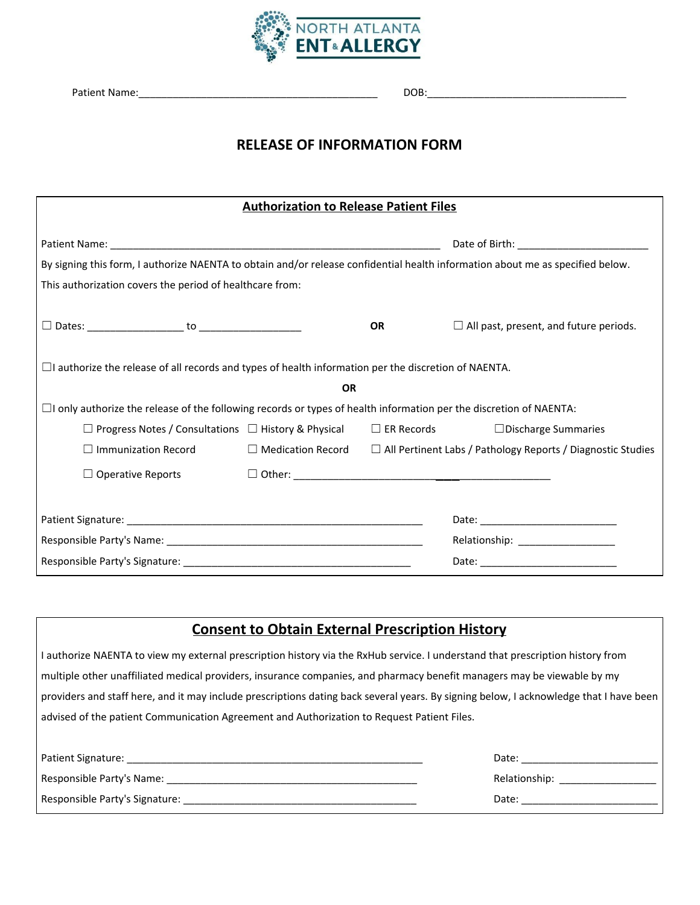NORTH ATLANTA ENT & ALLERGY

Patient Name:_________________________________________ DOB:___________________________________

# RELEASE OF INFORMATION FORM

## Authorization to Release Patient Files

Patient Name: _____________________________________________________________ Date of Birth: ________________________

By signing this form, I authorize NAENTA to obtain and/or release confidential health information about me as specified below.

This authorization covers the period of healthcare from:

☐ Dates: _________________ to ___________________ **OR** ☐ All past, present, and future periods.

☐I authorize the release of all records and types of health information per the discretion of NAENTA.

**OR**

☐I only authorize the release of the following records or types of health information per the discretion of NAENTA:

☐ Progress Notes / Consultations ☐ History & Physical ☐ ER Records ☐Discharge Summaries

☐ Immunization Record ☐ Medication Record ☐ All Pertinent Labs / Pathology Reports / Diagnostic Studies

☐ Operative Reports ☐ Other: ____________________________________________

Patient Signature: _______________________________________________________ Date: _________________________

Responsible Party's Name: _______________________________________________ Relationship: _________________

Responsible Party's Signature: ___________________________________________ Date: _________________________

## Consent to Obtain External Prescription History

I authorize NAENTA to view my external prescription history via the RxHub service. I understand that prescription history from multiple other unaffiliated medical providers, insurance companies, and pharmacy benefit managers may be viewable by my providers and staff here, and it may include prescriptions dating back several years. By signing below, I acknowledge that I have been advised of the patient Communication Agreement and Authorization to Request Patient Files.

Patient Signature: _______________________________________________________ Date: _________________________

Responsible Party's Name: _______________________________________________ Relationship: _________________

Responsible Party's Signature: ___________________________________________ Date: _________________________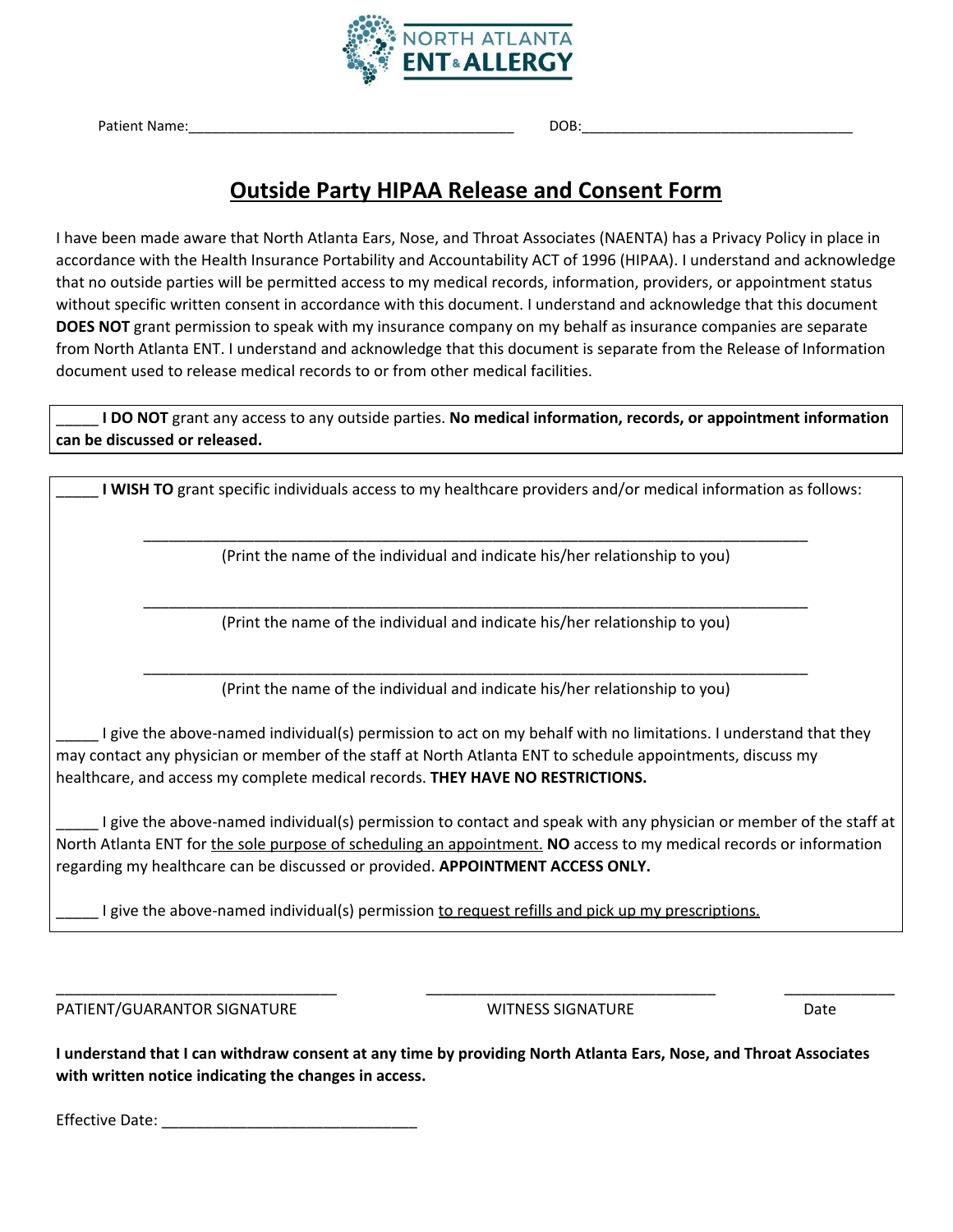NORTH ATLANTA ENT & ALLERGY

Patient Name:\_\_\_\_\_\_\_\_\_\_\_\_\_\_\_\_\_\_\_\_\_\_\_\_\_\_\_\_\_\_\_\_\_\_\_\_\_\_\_\_\_\_ DOB:\_\_\_\_\_\_\_\_\_\_\_\_\_\_\_\_\_\_\_\_\_\_\_\_\_\_\_\_\_\_\_\_\_\_\_\_

# Outside Party HIPAA Release and Consent Form

I have been made aware that North Atlanta Ears, Nose, and Throat Associates (NAENTA) has a Privacy Policy in place in accordance with the Health Insurance Portability and Accountability ACT of 1996 (HIPAA). I understand and acknowledge that no outside parties will be permitted access to my medical records, information, providers, or appointment status without specific written consent in accordance with this document. I understand and acknowledge that this document **DOES NOT** grant permission to speak with my insurance company on my behalf as insurance companies are separate from North Atlanta ENT. I understand and acknowledge that this document is separate from the Release of Information document used to release medical records to or from other medical facilities.

_____ **I DO NOT** grant any access to any outside parties. **No medical information, records, or appointment information can be discussed or released.**

_____ **I WISH TO** grant specific individuals access to my healthcare providers and/or medical information as follows:

\_\_\_\_\_\_\_\_\_\_\_\_\_\_\_\_\_\_\_\_\_\_\_\_\_\_\_\_\_\_\_\_\_\_\_\_\_\_\_\_\_\_\_\_\_\_\_\_\_\_\_\_\_\_\_\_\_\_\_\_\_\_\_\_\_\_\_\_\_\_\_\_\_\_\_\_

(Print the name of the individual and indicate his/her relationship to you)

\_\_\_\_\_\_\_\_\_\_\_\_\_\_\_\_\_\_\_\_\_\_\_\_\_\_\_\_\_\_\_\_\_\_\_\_\_\_\_\_\_\_\_\_\_\_\_\_\_\_\_\_\_\_\_\_\_\_\_\_\_\_\_\_\_\_\_\_\_\_\_\_\_\_\_\_

(Print the name of the individual and indicate his/her relationship to you)

\_\_\_\_\_\_\_\_\_\_\_\_\_\_\_\_\_\_\_\_\_\_\_\_\_\_\_\_\_\_\_\_\_\_\_\_\_\_\_\_\_\_\_\_\_\_\_\_\_\_\_\_\_\_\_\_\_\_\_\_\_\_\_\_\_\_\_\_\_\_\_\_\_\_\_\_

(Print the name of the individual and indicate his/her relationship to you)

_____ I give the above-named individual(s) permission to act on my behalf with no limitations. I understand that they may contact any physician or member of the staff at North Atlanta ENT to schedule appointments, discuss my healthcare, and access my complete medical records. **THEY HAVE NO RESTRICTIONS.**

_____ I give the above-named individual(s) permission to contact and speak with any physician or member of the staff at North Atlanta ENT for <u>the sole purpose of scheduling an appointment.</u> **NO** access to my medical records or information regarding my healthcare can be discussed or provided. **APPOINTMENT ACCESS ONLY.**

_____ I give the above-named individual(s) permission <u>to request refills and pick up my prescriptions.</u>

\_\_\_\_\_\_\_\_\_\_\_\_\_\_\_\_\_\_\_\_\_\_\_\_\_\_\_\_\_\_\_\_\_\_ \_\_\_\_\_\_\_\_\_\_\_\_\_\_\_\_\_\_\_\_\_\_\_\_\_\_\_\_\_\_\_\_\_\_\_\_ \_\_\_\_\_\_\_\_\_\_\_\_\_\_

PATIENT/GUARANTOR SIGNATURE WITNESS SIGNATURE Date

**I understand that I can withdraw consent at any time by providing North Atlanta Ears, Nose, and Throat Associates with written notice indicating the changes in access.**

Effective Date: \_\_\_\_\_\_\_\_\_\_\_\_\_\_\_\_\_\_\_\_\_\_\_\_\_\_\_\_\_\_\_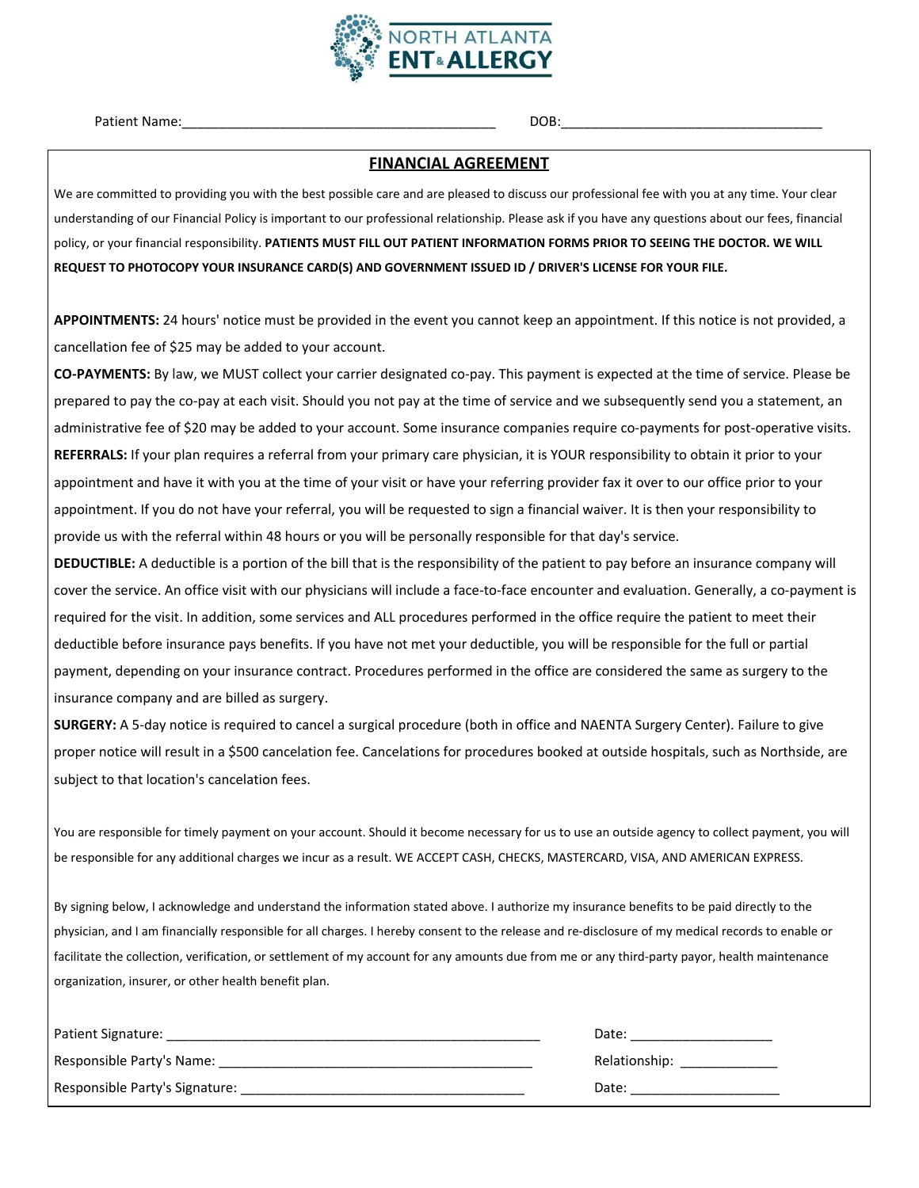NORTH ATLANTA ENT & ALLERGY

Patient Name:\_\_\_\_\_\_\_\_\_\_\_\_\_\_\_\_\_\_\_\_\_\_\_\_\_\_\_\_\_\_\_\_\_\_\_\_\_\_\_\_\_ DOB:\_\_\_\_\_\_\_\_\_\_\_\_\_\_\_\_\_\_\_\_\_\_\_\_\_\_\_\_\_\_\_\_\_\_\_

## FINANCIAL AGREEMENT

We are committed to providing you with the best possible care and are pleased to discuss our professional fee with you at any time. Your clear understanding of our Financial Policy is important to our professional relationship. Please ask if you have any questions about our fees, financial policy, or your financial responsibility. **PATIENTS MUST FILL OUT PATIENT INFORMATION FORMS PRIOR TO SEEING THE DOCTOR. WE WILL REQUEST TO PHOTOCOPY YOUR INSURANCE CARD(S) AND GOVERNMENT ISSUED ID / DRIVER'S LICENSE FOR YOUR FILE.**

**APPOINTMENTS:** 24 hours' notice must be provided in the event you cannot keep an appointment. If this notice is not provided, a cancellation fee of $25 may be added to your account.

**CO-PAYMENTS:** By law, we MUST collect your carrier designated co-pay. This payment is expected at the time of service. Please be prepared to pay the co-pay at each visit. Should you not pay at the time of service and we subsequently send you a statement, an administrative fee of $20 may be added to your account. Some insurance companies require co-payments for post-operative visits.

**REFERRALS:** If your plan requires a referral from your primary care physician, it is YOUR responsibility to obtain it prior to your appointment and have it with you at the time of your visit or have your referring provider fax it over to our office prior to your appointment. If you do not have your referral, you will be requested to sign a financial waiver. It is then your responsibility to provide us with the referral within 48 hours or you will be personally responsible for that day's service.

**DEDUCTIBLE:** A deductible is a portion of the bill that is the responsibility of the patient to pay before an insurance company will cover the service. An office visit with our physicians will include a face-to-face encounter and evaluation. Generally, a co-payment is required for the visit. In addition, some services and ALL procedures performed in the office require the patient to meet their deductible before insurance pays benefits. If you have not met your deductible, you will be responsible for the full or partial payment, depending on your insurance contract. Procedures performed in the office are considered the same as surgery to the insurance company and are billed as surgery.

**SURGERY:** A 5-day notice is required to cancel a surgical procedure (both in office and NAENTA Surgery Center). Failure to give proper notice will result in a $500 cancelation fee. Cancelations for procedures booked at outside hospitals, such as Northside, are subject to that location's cancelation fees.

You are responsible for timely payment on your account. Should it become necessary for us to use an outside agency to collect payment, you will be responsible for any additional charges we incur as a result. WE ACCEPT CASH, CHECKS, MASTERCARD, VISA, AND AMERICAN EXPRESS.

By signing below, I acknowledge and understand the information stated above. I authorize my insurance benefits to be paid directly to the physician, and I am financially responsible for all charges. I hereby consent to the release and re-disclosure of my medical records to enable or facilitate the collection, verification, or settlement of my account for any amounts due from me or any third-party payor, health maintenance organization, insurer, or other health benefit plan.

Patient Signature: \_\_\_\_\_\_\_\_\_\_\_\_\_\_\_\_\_\_\_\_\_\_\_\_\_\_\_\_\_\_\_\_\_\_\_\_\_\_\_\_\_\_\_\_\_\_\_\_\_ Date: \_\_\_\_\_\_\_\_\_\_\_\_\_\_\_\_\_\_\_

Responsible Party's Name: \_\_\_\_\_\_\_\_\_\_\_\_\_\_\_\_\_\_\_\_\_\_\_\_\_\_\_\_\_\_\_\_\_\_\_\_\_\_\_\_\_\_ Relationship: \_\_\_\_\_\_\_\_\_\_\_\_\_

Responsible Party's Signature: \_\_\_\_\_\_\_\_\_\_\_\_\_\_\_\_\_\_\_\_\_\_\_\_\_\_\_\_\_\_\_\_\_\_\_\_\_\_ Date: \_\_\_\_\_\_\_\_\_\_\_\_\_\_\_\_\_\_\_\_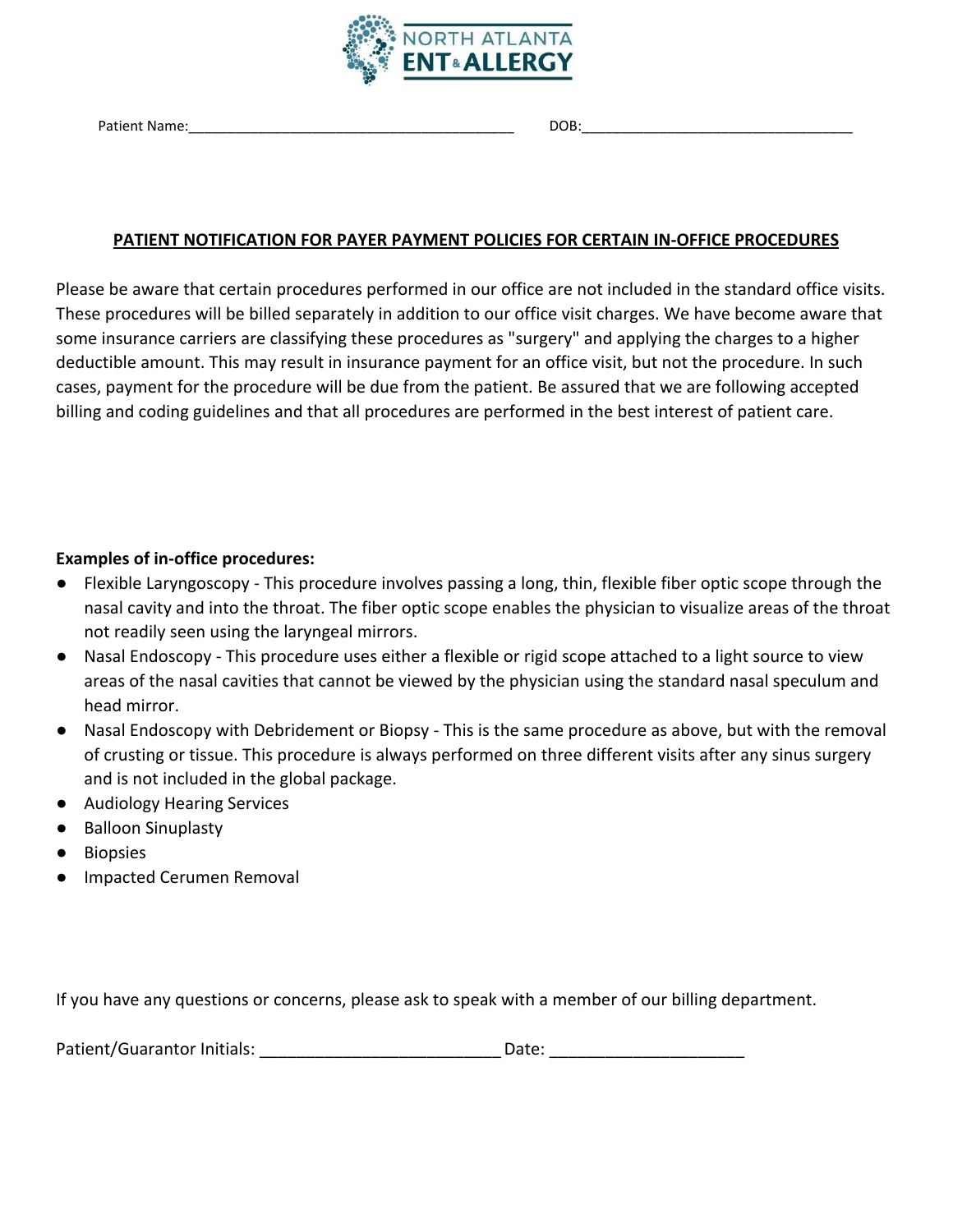NORTH ATLANTA ENT & ALLERGY

Patient Name:_________________________________________ DOB:___________________________________

## PATIENT NOTIFICATION FOR PAYER PAYMENT POLICIES FOR CERTAIN IN-OFFICE PROCEDURES

Please be aware that certain procedures performed in our office are not included in the standard office visits. These procedures will be billed separately in addition to our office visit charges. We have become aware that some insurance carriers are classifying these procedures as "surgery" and applying the charges to a higher deductible amount. This may result in insurance payment for an office visit, but not the procedure. In such cases, payment for the procedure will be due from the patient. Be assured that we are following accepted billing and coding guidelines and that all procedures are performed in the best interest of patient care.

**Examples of in-office procedures:**

- Flexible Laryngoscopy - This procedure involves passing a long, thin, flexible fiber optic scope through the nasal cavity and into the throat. The fiber optic scope enables the physician to visualize areas of the throat not readily seen using the laryngeal mirrors.
- Nasal Endoscopy - This procedure uses either a flexible or rigid scope attached to a light source to view areas of the nasal cavities that cannot be viewed by the physician using the standard nasal speculum and head mirror.
- Nasal Endoscopy with Debridement or Biopsy - This is the same procedure as above, but with the removal of crusting or tissue. This procedure is always performed on three different visits after any sinus surgery and is not included in the global package.
- Audiology Hearing Services
- Balloon Sinuplasty
- Biopsies
- Impacted Cerumen Removal

If you have any questions or concerns, please ask to speak with a member of our billing department.

Patient/Guarantor Initials: ___________________________ Date: _____________________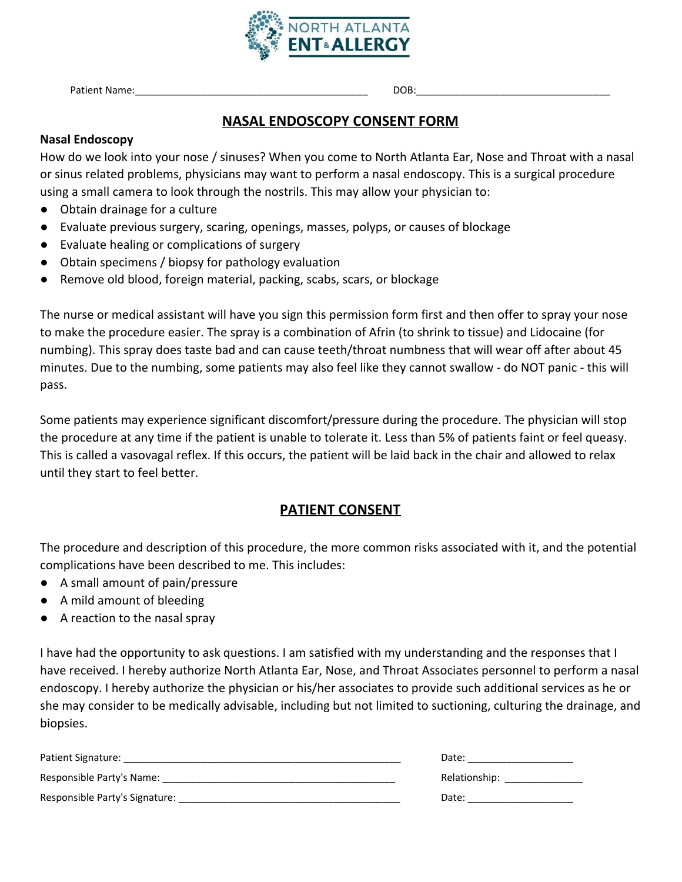NORTH ATLANTA ENT & ALLERGY

Patient Name:\_\_\_\_\_\_\_\_\_\_\_\_\_\_\_\_\_\_\_\_\_\_\_\_\_\_\_\_\_\_\_\_\_\_\_\_\_\_\_\_ DOB:\_\_\_\_\_\_\_\_\_\_\_\_\_\_\_\_\_\_\_\_\_\_\_\_\_\_\_\_\_\_\_\_\_\_

# NASAL ENDOSCOPY CONSENT FORM

**Nasal Endoscopy**

How do we look into your nose / sinuses? When you come to North Atlanta Ear, Nose and Throat with a nasal or sinus related problems, physicians may want to perform a nasal endoscopy. This is a surgical procedure using a small camera to look through the nostrils. This may allow your physician to:

- Obtain drainage for a culture
- Evaluate previous surgery, scaring, openings, masses, polyps, or causes of blockage
- Evaluate healing or complications of surgery
- Obtain specimens / biopsy for pathology evaluation
- Remove old blood, foreign material, packing, scabs, scars, or blockage

The nurse or medical assistant will have you sign this permission form first and then offer to spray your nose to make the procedure easier. The spray is a combination of Afrin (to shrink to tissue) and Lidocaine (for numbing). This spray does taste bad and can cause teeth/throat numbness that will wear off after about 45 minutes. Due to the numbing, some patients may also feel like they cannot swallow - do NOT panic - this will pass.

Some patients may experience significant discomfort/pressure during the procedure. The physician will stop the procedure at any time if the patient is unable to tolerate it. Less than 5% of patients faint or feel queasy. This is called a vasovagal reflex. If this occurs, the patient will be laid back in the chair and allowed to relax until they start to feel better.

## PATIENT CONSENT

The procedure and description of this procedure, the more common risks associated with it, and the potential complications have been described to me. This includes:

- A small amount of pain/pressure
- A mild amount of bleeding
- A reaction to the nasal spray

I have had the opportunity to ask questions. I am satisfied with my understanding and the responses that I have received. I hereby authorize North Atlanta Ear, Nose, and Throat Associates personnel to perform a nasal endoscopy. I hereby authorize the physician or his/her associates to provide such additional services as he or she may consider to be medically advisable, including but not limited to suctioning, culturing the drainage, and biopsies.

Patient Signature: \_\_\_\_\_\_\_\_\_\_\_\_\_\_\_\_\_\_\_\_\_\_\_\_\_\_\_\_\_\_\_\_\_\_\_\_\_\_\_\_\_\_\_\_\_\_\_\_ Date: \_\_\_\_\_\_\_\_\_\_\_\_\_\_\_\_\_\_\_

Responsible Party's Name: \_\_\_\_\_\_\_\_\_\_\_\_\_\_\_\_\_\_\_\_\_\_\_\_\_\_\_\_\_\_\_\_\_\_\_\_\_\_\_\_\_\_ Relationship: \_\_\_\_\_\_\_\_\_\_\_\_\_\_

Responsible Party's Signature: \_\_\_\_\_\_\_\_\_\_\_\_\_\_\_\_\_\_\_\_\_\_\_\_\_\_\_\_\_\_\_\_\_\_\_\_\_\_\_\_ Date: \_\_\_\_\_\_\_\_\_\_\_\_\_\_\_\_\_\_\_